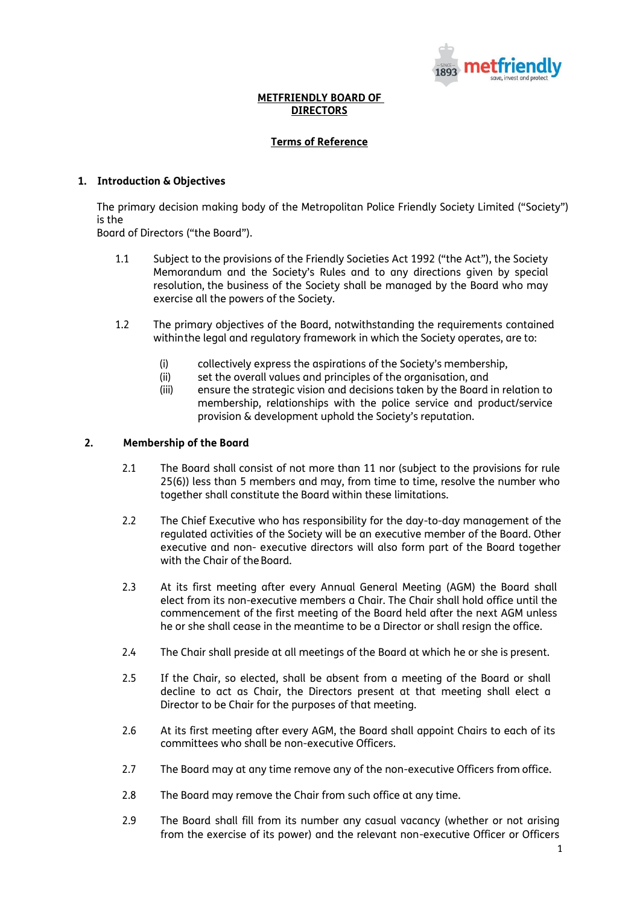# METFRIENDLY BOARD OF DIRECTORS

## Terms of Reference

### 1. Introduction & Objectives

The primary decision making body of the Metropolitan Police Friendly Society Limited ("Society") is the Board of Directors ("the Board").

1.1 Subject to the provisions of the Friendly Societies Act 1992 ("the Act"), the Society Memorandum and the Society's Rules and to any directions given by special resolution, the business of the Society shall be managed by the Board who may exercise all the powers of the Society.

1.2 The primary objectives of the Board, notwithstanding the requirements contained within the legal and regulatory framework in which the Society operates, are to:

- (i) collectively express the aspirations of the Society's membership,
- (ii) set the overall values and principles of the organisation, and
- (iii) ensure the strategic vision and decisions taken by the Board in relation to membership, relationships with the police service and product/service provision & development uphold the Society's reputation.

### 2. Membership of the Board

2.1 The Board shall consist of not more than 11 nor (subject to the provisions for rule 25(6)) less than 5 members and may, from time to time, resolve the number who together shall constitute the Board within these limitations.

2.2 The Chief Executive who has responsibility for the day-to-day management of the regulated activities of the Society will be an executive member of the Board. Other executive and non- executive directors will also form part of the Board together with the Chair of the Board.

2.3 At its first meeting after every Annual General Meeting (AGM) the Board shall elect from its non-executive members a Chair. The Chair shall hold office until the commencement of the first meeting of the Board held after the next AGM unless he or she shall cease in the meantime to be a Director or shall resign the office.

2.4 The Chair shall preside at all meetings of the Board at which he or she is present.

2.5 If the Chair, so elected, shall be absent from a meeting of the Board or shall decline to act as Chair, the Directors present at that meeting shall elect a Director to be Chair for the purposes of that meeting.

2.6 At its first meeting after every AGM, the Board shall appoint Chairs to each of its committees who shall be non-executive Officers.

2.7 The Board may at any time remove any of the non-executive Officers from office.

2.8 The Board may remove the Chair from such office at any time.

2.9 The Board shall fill from its number any casual vacancy (whether or not arising from the exercise of its power) and the relevant non-executive Officer or Officers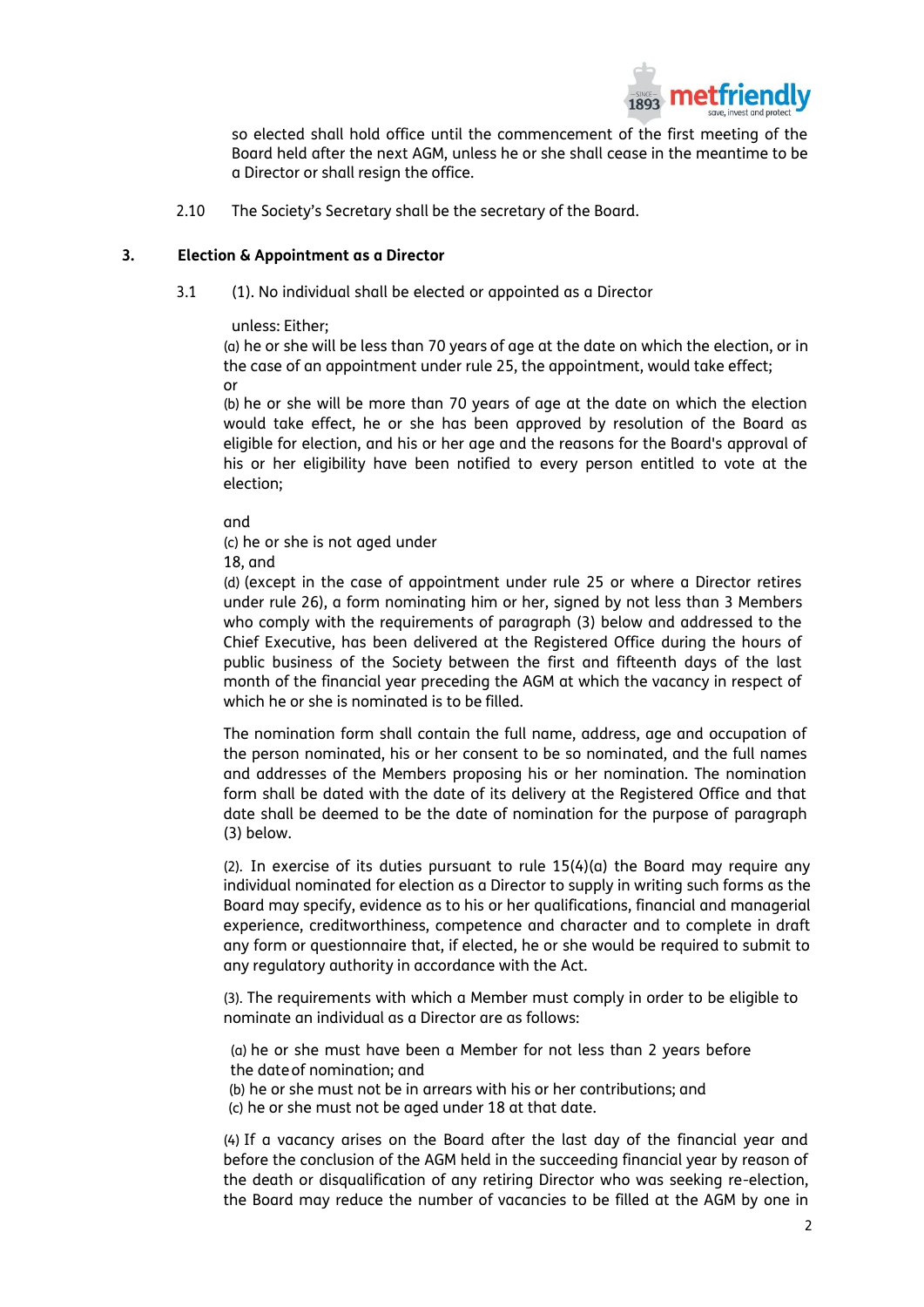so elected shall hold office until the commencement of the first meeting of the Board held after the next AGM, unless he or she shall cease in the meantime to be a Director or shall resign the office.

2.10 The Society's Secretary shall be the secretary of the Board.

## 3. Election & Appointment as a Director

3.1 (1). No individual shall be elected or appointed as a Director

unless: Either;

(a) he or she will be less than 70 years of age at the date on which the election, or in the case of an appointment under rule 25, the appointment, would take effect;

or

(b) he or she will be more than 70 years of age at the date on which the election would take effect, he or she has been approved by resolution of the Board as eligible for election, and his or her age and the reasons for the Board's approval of his or her eligibility have been notified to every person entitled to vote at the election;

and

(c) he or she is not aged under 18, and

(d) (except in the case of appointment under rule 25 or where a Director retires under rule 26), a form nominating him or her, signed by not less than 3 Members who comply with the requirements of paragraph (3) below and addressed to the Chief Executive, has been delivered at the Registered Office during the hours of public business of the Society between the first and fifteenth days of the last month of the financial year preceding the AGM at which the vacancy in respect of which he or she is nominated is to be filled.

The nomination form shall contain the full name, address, age and occupation of the person nominated, his or her consent to be so nominated, and the full names and addresses of the Members proposing his or her nomination. The nomination form shall be dated with the date of its delivery at the Registered Office and that date shall be deemed to be the date of nomination for the purpose of paragraph (3) below.

(2). In exercise of its duties pursuant to rule 15(4)(a) the Board may require any individual nominated for election as a Director to supply in writing such forms as the Board may specify, evidence as to his or her qualifications, financial and managerial experience, creditworthiness, competence and character and to complete in draft any form or questionnaire that, if elected, he or she would be required to submit to any regulatory authority in accordance with the Act.

(3). The requirements with which a Member must comply in order to be eligible to nominate an individual as a Director are as follows:

(a) he or she must have been a Member for not less than 2 years before the date of nomination; and
(b) he or she must not be in arrears with his or her contributions; and
(c) he or she must not be aged under 18 at that date.

(4) If a vacancy arises on the Board after the last day of the financial year and before the conclusion of the AGM held in the succeeding financial year by reason of the death or disqualification of any retiring Director who was seeking re-election, the Board may reduce the number of vacancies to be filled at the AGM by one in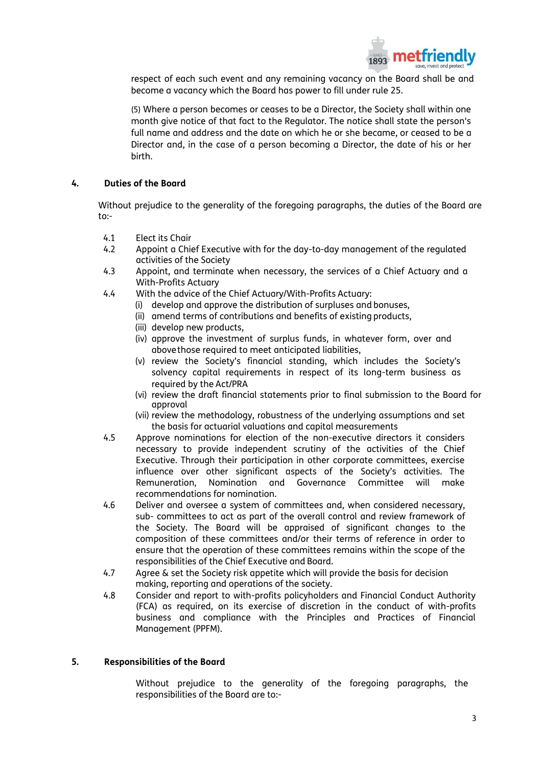respect of each such event and any remaining vacancy on the Board shall be and become a vacancy which the Board has power to fill under rule 25.

(5) Where a person becomes or ceases to be a Director, the Society shall within one month give notice of that fact to the Regulator. The notice shall state the person's full name and address and the date on which he or she became, or ceased to be a Director and, in the case of a person becoming a Director, the date of his or her birth.

## 4. Duties of the Board

Without prejudice to the generality of the foregoing paragraphs, the duties of the Board are to:-

- 4.1 Elect its Chair
- 4.2 Appoint a Chief Executive with for the day-to-day management of the regulated activities of the Society
- 4.3 Appoint, and terminate when necessary, the services of a Chief Actuary and a With-Profits Actuary
- 4.4 With the advice of the Chief Actuary/With-Profits Actuary:
  - (i) develop and approve the distribution of surpluses and bonuses,
  - (ii) amend terms of contributions and benefits of existing products,
  - (iii) develop new products,
  - (iv) approve the investment of surplus funds, in whatever form, over and above those required to meet anticipated liabilities,
  - (v) review the Society's financial standing, which includes the Society's solvency capital requirements in respect of its long-term business as required by the Act/PRA
  - (vi) review the draft financial statements prior to final submission to the Board for approval
  - (vii) review the methodology, robustness of the underlying assumptions and set the basis for actuarial valuations and capital measurements
- 4.5 Approve nominations for election of the non-executive directors it considers necessary to provide independent scrutiny of the activities of the Chief Executive. Through their participation in other corporate committees, exercise influence over other significant aspects of the Society's activities. The Remuneration, Nomination and Governance Committee will make recommendations for nomination.
- 4.6 Deliver and oversee a system of committees and, when considered necessary, sub- committees to act as part of the overall control and review framework of the Society. The Board will be appraised of significant changes to the composition of these committees and/or their terms of reference in order to ensure that the operation of these committees remains within the scope of the responsibilities of the Chief Executive and Board.
- 4.7 Agree & set the Society risk appetite which will provide the basis for decision making, reporting and operations of the society.
- 4.8 Consider and report to with-profits policyholders and Financial Conduct Authority (FCA) as required, on its exercise of discretion in the conduct of with-profits business and compliance with the Principles and Practices of Financial Management (PPFM).

## 5. Responsibilities of the Board

Without prejudice to the generality of the foregoing paragraphs, the responsibilities of the Board are to:-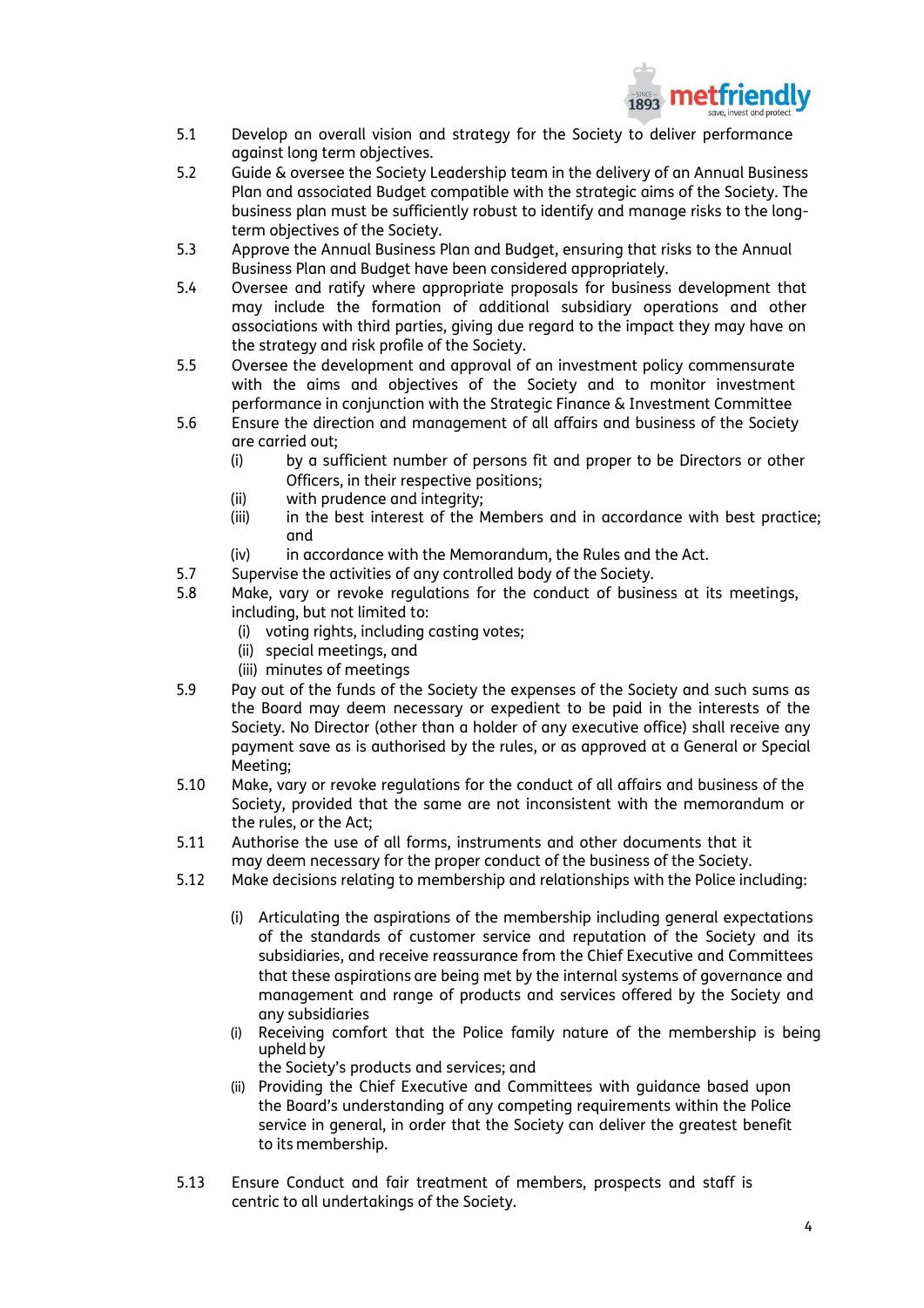5.1 Develop an overall vision and strategy for the Society to deliver performance against long term objectives.

5.2 Guide & oversee the Society Leadership team in the delivery of an Annual Business Plan and associated Budget compatible with the strategic aims of the Society. The business plan must be sufficiently robust to identify and manage risks to the long-term objectives of the Society.

5.3 Approve the Annual Business Plan and Budget, ensuring that risks to the Annual Business Plan and Budget have been considered appropriately.

5.4 Oversee and ratify where appropriate proposals for business development that may include the formation of additional subsidiary operations and other associations with third parties, giving due regard to the impact they may have on the strategy and risk profile of the Society.

5.5 Oversee the development and approval of an investment policy commensurate with the aims and objectives of the Society and to monitor investment performance in conjunction with the Strategic Finance & Investment Committee

5.6 Ensure the direction and management of all affairs and business of the Society are carried out;
   - (i) by a sufficient number of persons fit and proper to be Directors or other Officers, in their respective positions;
   - (ii) with prudence and integrity;
   - (iii) in the best interest of the Members and in accordance with best practice; and
   - (iv) in accordance with the Memorandum, the Rules and the Act.

5.7 Supervise the activities of any controlled body of the Society.

5.8 Make, vary or revoke regulations for the conduct of business at its meetings, including, but not limited to:
   - (i) voting rights, including casting votes;
   - (ii) special meetings, and
   - (iii) minutes of meetings

5.9 Pay out of the funds of the Society the expenses of the Society and such sums as the Board may deem necessary or expedient to be paid in the interests of the Society. No Director (other than a holder of any executive office) shall receive any payment save as is authorised by the rules, or as approved at a General or Special Meeting;

5.10 Make, vary or revoke regulations for the conduct of all affairs and business of the Society, provided that the same are not inconsistent with the memorandum or the rules, or the Act;

5.11 Authorise the use of all forms, instruments and other documents that it may deem necessary for the proper conduct of the business of the Society.

5.12 Make decisions relating to membership and relationships with the Police including:
   - (i) Articulating the aspirations of the membership including general expectations of the standards of customer service and reputation of the Society and its subsidiaries, and receive reassurance from the Chief Executive and Committees that these aspirations are being met by the internal systems of governance and management and range of products and services offered by the Society and any subsidiaries
   - (i) Receiving comfort that the Police family nature of the membership is being upheld by the Society's products and services; and
   - (ii) Providing the Chief Executive and Committees with guidance based upon the Board's understanding of any competing requirements within the Police service in general, in order that the Society can deliver the greatest benefit to its membership.

5.13 Ensure Conduct and fair treatment of members, prospects and staff is centric to all undertakings of the Society.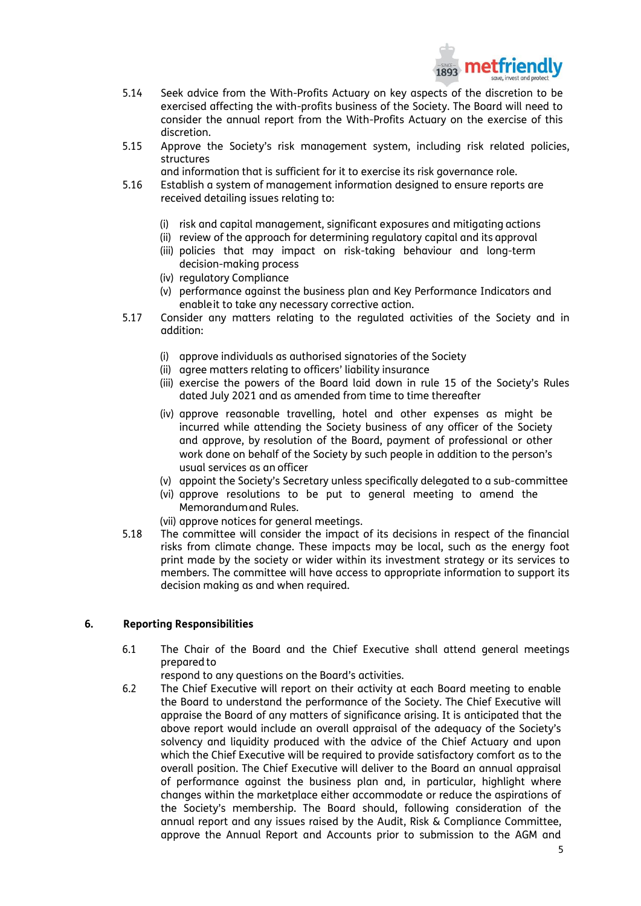5.14 Seek advice from the With-Profits Actuary on key aspects of the discretion to be exercised affecting the with-profits business of the Society. The Board will need to consider the annual report from the With-Profits Actuary on the exercise of this discretion.

5.15 Approve the Society's risk management system, including risk related policies, structures and information that is sufficient for it to exercise its risk governance role.

5.16 Establish a system of management information designed to ensure reports are received detailing issues relating to:

- (i) risk and capital management, significant exposures and mitigating actions
- (ii) review of the approach for determining regulatory capital and its approval
- (iii) policies that may impact on risk-taking behaviour and long-term decision-making process
- (iv) regulatory Compliance
- (v) performance against the business plan and Key Performance Indicators and enable it to take any necessary corrective action.

5.17 Consider any matters relating to the regulated activities of the Society and in addition:

- (i) approve individuals as authorised signatories of the Society
- (ii) agree matters relating to officers' liability insurance
- (iii) exercise the powers of the Board laid down in rule 15 of the Society's Rules dated July 2021 and as amended from time to time thereafter
- (iv) approve reasonable travelling, hotel and other expenses as might be incurred while attending the Society business of any officer of the Society and approve, by resolution of the Board, payment of professional or other work done on behalf of the Society by such people in addition to the person's usual services as an officer
- (v) appoint the Society's Secretary unless specifically delegated to a sub-committee
- (vi) approve resolutions to be put to general meeting to amend the Memorandum and Rules.
- (vii) approve notices for general meetings.

5.18 The committee will consider the impact of its decisions in respect of the financial risks from climate change. These impacts may be local, such as the energy foot print made by the society or wider within its investment strategy or its services to members. The committee will have access to appropriate information to support its decision making as and when required.

## 6. Reporting Responsibilities

6.1 The Chair of the Board and the Chief Executive shall attend general meetings prepared to respond to any questions on the Board's activities.

6.2 The Chief Executive will report on their activity at each Board meeting to enable the Board to understand the performance of the Society. The Chief Executive will appraise the Board of any matters of significance arising. It is anticipated that the above report would include an overall appraisal of the adequacy of the Society's solvency and liquidity produced with the advice of the Chief Actuary and upon which the Chief Executive will be required to provide satisfactory comfort as to the overall position. The Chief Executive will deliver to the Board an annual appraisal of performance against the business plan and, in particular, highlight where changes within the marketplace either accommodate or reduce the aspirations of the Society's membership. The Board should, following consideration of the annual report and any issues raised by the Audit, Risk & Compliance Committee, approve the Annual Report and Accounts prior to submission to the AGM and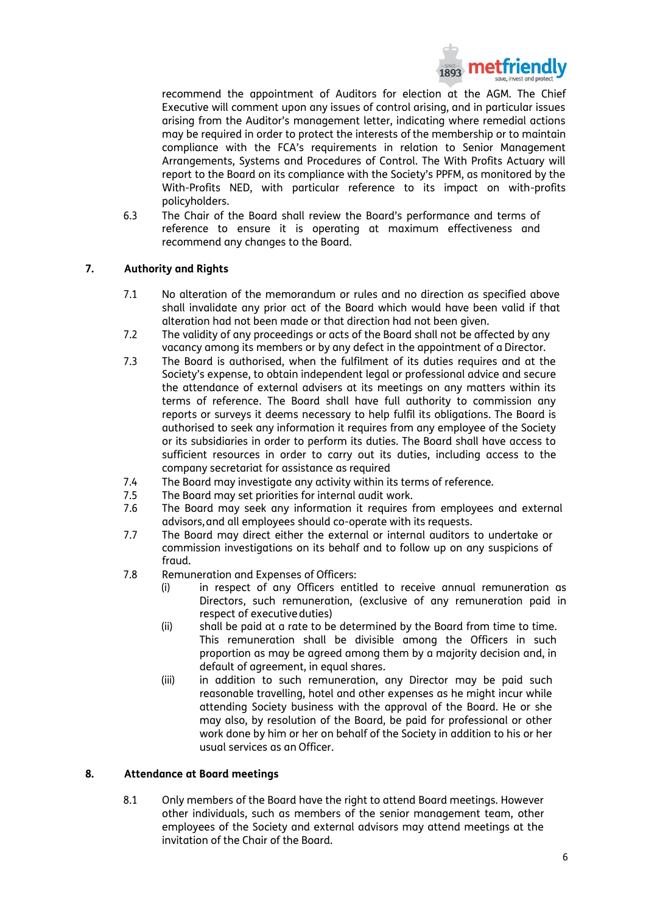recommend the appointment of Auditors for election at the AGM. The Chief Executive will comment upon any issues of control arising, and in particular issues arising from the Auditor's management letter, indicating where remedial actions may be required in order to protect the interests of the membership or to maintain compliance with the FCA's requirements in relation to Senior Management Arrangements, Systems and Procedures of Control. The With Profits Actuary will report to the Board on its compliance with the Society's PPFM, as monitored by the With-Profits NED, with particular reference to its impact on with-profits policyholders.

6.3 The Chair of the Board shall review the Board's performance and terms of reference to ensure it is operating at maximum effectiveness and recommend any changes to the Board.

## 7. Authority and Rights

7.1 No alteration of the memorandum or rules and no direction as specified above shall invalidate any prior act of the Board which would have been valid if that alteration had not been made or that direction had not been given.

7.2 The validity of any proceedings or acts of the Board shall not be affected by any vacancy among its members or by any defect in the appointment of a Director.

7.3 The Board is authorised, when the fulfilment of its duties requires and at the Society's expense, to obtain independent legal or professional advice and secure the attendance of external advisers at its meetings on any matters within its terms of reference. The Board shall have full authority to commission any reports or surveys it deems necessary to help fulfil its obligations. The Board is authorised to seek any information it requires from any employee of the Society or its subsidiaries in order to perform its duties. The Board shall have access to sufficient resources in order to carry out its duties, including access to the company secretariat for assistance as required

7.4 The Board may investigate any activity within its terms of reference.

7.5 The Board may set priorities for internal audit work.

7.6 The Board may seek any information it requires from employees and external advisors, and all employees should co-operate with its requests.

7.7 The Board may direct either the external or internal auditors to undertake or commission investigations on its behalf and to follow up on any suspicions of fraud.

7.8 Remuneration and Expenses of Officers:

- (i) in respect of any Officers entitled to receive annual remuneration as Directors, such remuneration, (exclusive of any remuneration paid in respect of executive duties)
- (ii) shall be paid at a rate to be determined by the Board from time to time. This remuneration shall be divisible among the Officers in such proportion as may be agreed among them by a majority decision and, in default of agreement, in equal shares.
- (iii) in addition to such remuneration, any Director may be paid such reasonable travelling, hotel and other expenses as he might incur while attending Society business with the approval of the Board. He or she may also, by resolution of the Board, be paid for professional or other work done by him or her on behalf of the Society in addition to his or her usual services as an Officer.

## 8. Attendance at Board meetings

8.1 Only members of the Board have the right to attend Board meetings. However other individuals, such as members of the senior management team, other employees of the Society and external advisors may attend meetings at the invitation of the Chair of the Board.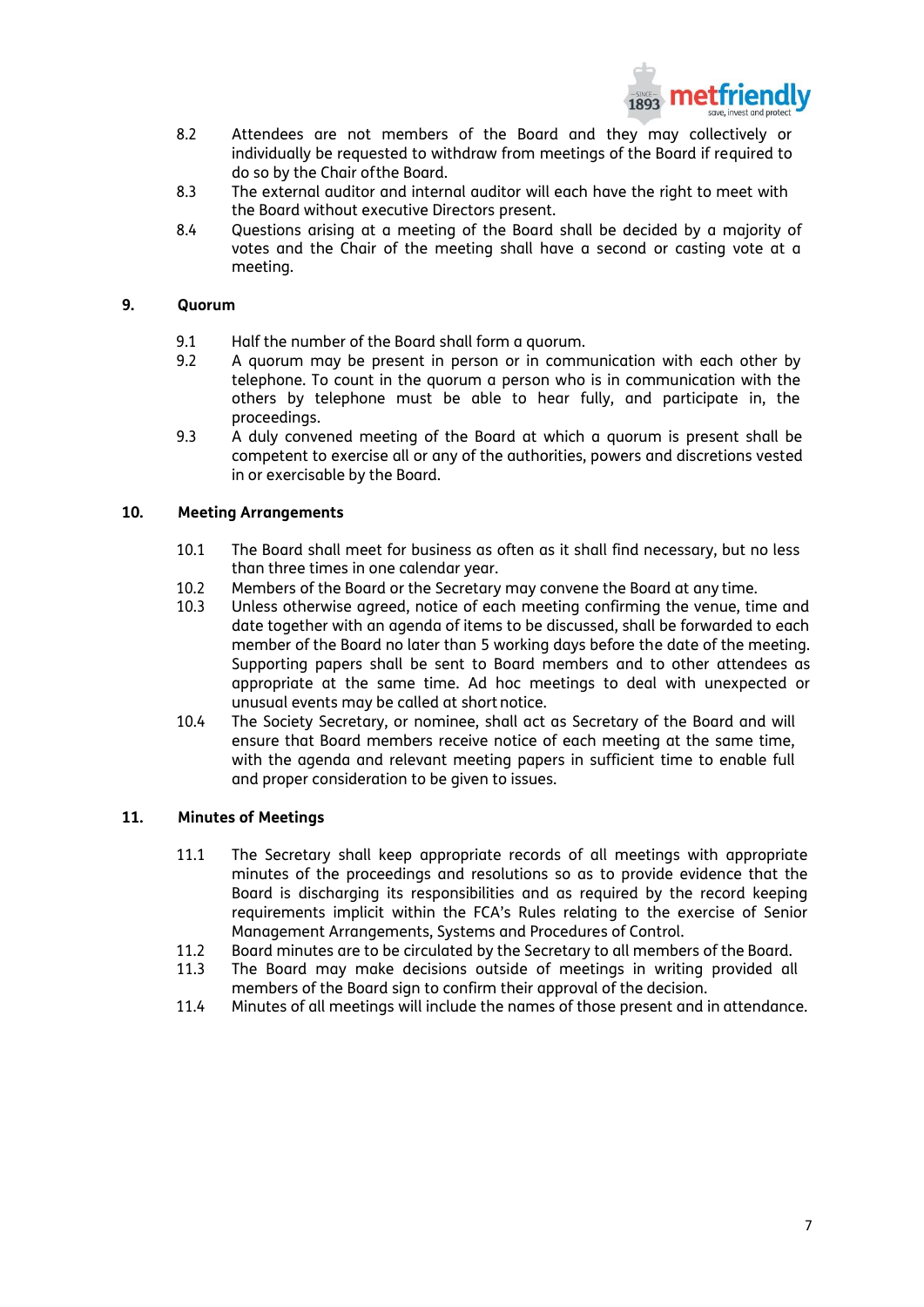8.2 Attendees are not members of the Board and they may collectively or individually be requested to withdraw from meetings of the Board if required to do so by the Chair of the Board.

8.3 The external auditor and internal auditor will each have the right to meet with the Board without executive Directors present.

8.4 Questions arising at a meeting of the Board shall be decided by a majority of votes and the Chair of the meeting shall have a second or casting vote at a meeting.

## 9. Quorum

9.1 Half the number of the Board shall form a quorum.

9.2 A quorum may be present in person or in communication with each other by telephone. To count in the quorum a person who is in communication with the others by telephone must be able to hear fully, and participate in, the proceedings.

9.3 A duly convened meeting of the Board at which a quorum is present shall be competent to exercise all or any of the authorities, powers and discretions vested in or exercisable by the Board.

## 10. Meeting Arrangements

10.1 The Board shall meet for business as often as it shall find necessary, but no less than three times in one calendar year.

10.2 Members of the Board or the Secretary may convene the Board at any time.

10.3 Unless otherwise agreed, notice of each meeting confirming the venue, time and date together with an agenda of items to be discussed, shall be forwarded to each member of the Board no later than 5 working days before the date of the meeting. Supporting papers shall be sent to Board members and to other attendees as appropriate at the same time. Ad hoc meetings to deal with unexpected or unusual events may be called at short notice.

10.4 The Society Secretary, or nominee, shall act as Secretary of the Board and will ensure that Board members receive notice of each meeting at the same time, with the agenda and relevant meeting papers in sufficient time to enable full and proper consideration to be given to issues.

## 11. Minutes of Meetings

11.1 The Secretary shall keep appropriate records of all meetings with appropriate minutes of the proceedings and resolutions so as to provide evidence that the Board is discharging its responsibilities and as required by the record keeping requirements implicit within the FCA's Rules relating to the exercise of Senior Management Arrangements, Systems and Procedures of Control.

11.2 Board minutes are to be circulated by the Secretary to all members of the Board.

11.3 The Board may make decisions outside of meetings in writing provided all members of the Board sign to confirm their approval of the decision.

11.4 Minutes of all meetings will include the names of those present and in attendance.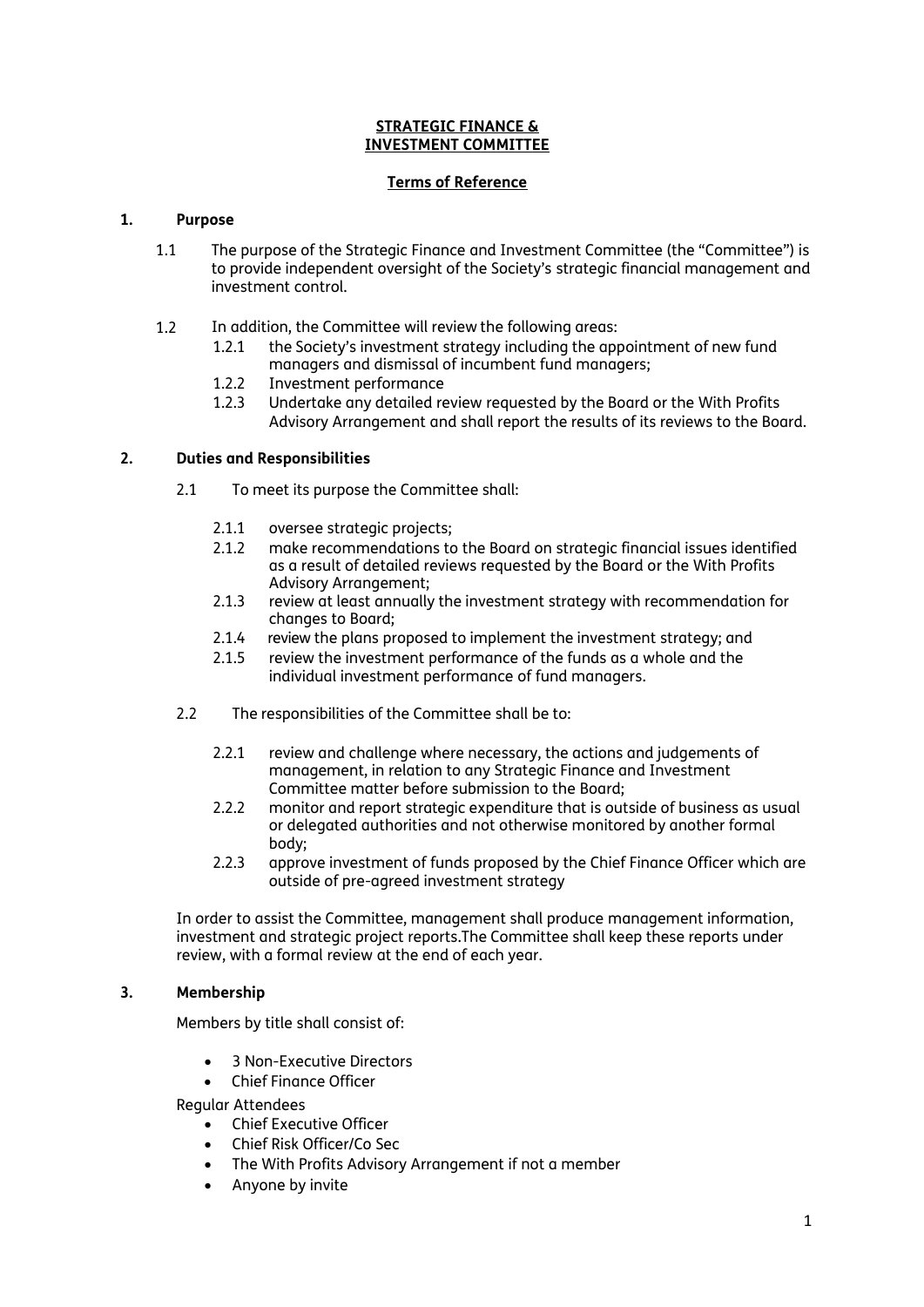# STRATEGIC FINANCE & INVESTMENT COMMITTEE

## Terms of Reference

### 1. Purpose

1.1 The purpose of the Strategic Finance and Investment Committee (the "Committee") is to provide independent oversight of the Society's strategic financial management and investment control.

1.2 In addition, the Committee will review the following areas:

- 1.2.1 the Society's investment strategy including the appointment of new fund managers and dismissal of incumbent fund managers;
- 1.2.2 Investment performance
- 1.2.3 Undertake any detailed review requested by the Board or the With Profits Advisory Arrangement and shall report the results of its reviews to the Board.

### 2. Duties and Responsibilities

2.1 To meet its purpose the Committee shall:

- 2.1.1 oversee strategic projects;
- 2.1.2 make recommendations to the Board on strategic financial issues identified as a result of detailed reviews requested by the Board or the With Profits Advisory Arrangement;
- 2.1.3 review at least annually the investment strategy with recommendation for changes to Board;
- 2.1.4 review the plans proposed to implement the investment strategy; and
- 2.1.5 review the investment performance of the funds as a whole and the individual investment performance of fund managers.

2.2 The responsibilities of the Committee shall be to:

- 2.2.1 review and challenge where necessary, the actions and judgements of management, in relation to any Strategic Finance and Investment Committee matter before submission to the Board;
- 2.2.2 monitor and report strategic expenditure that is outside of business as usual or delegated authorities and not otherwise monitored by another formal body;
- 2.2.3 approve investment of funds proposed by the Chief Finance Officer which are outside of pre-agreed investment strategy

In order to assist the Committee, management shall produce management information, investment and strategic project reports.The Committee shall keep these reports under review, with a formal review at the end of each year.

### 3. Membership

Members by title shall consist of:

- 3 Non-Executive Directors
- Chief Finance Officer

Regular Attendees

- Chief Executive Officer
- Chief Risk Officer/Co Sec
- The With Profits Advisory Arrangement if not a member
- Anyone by invite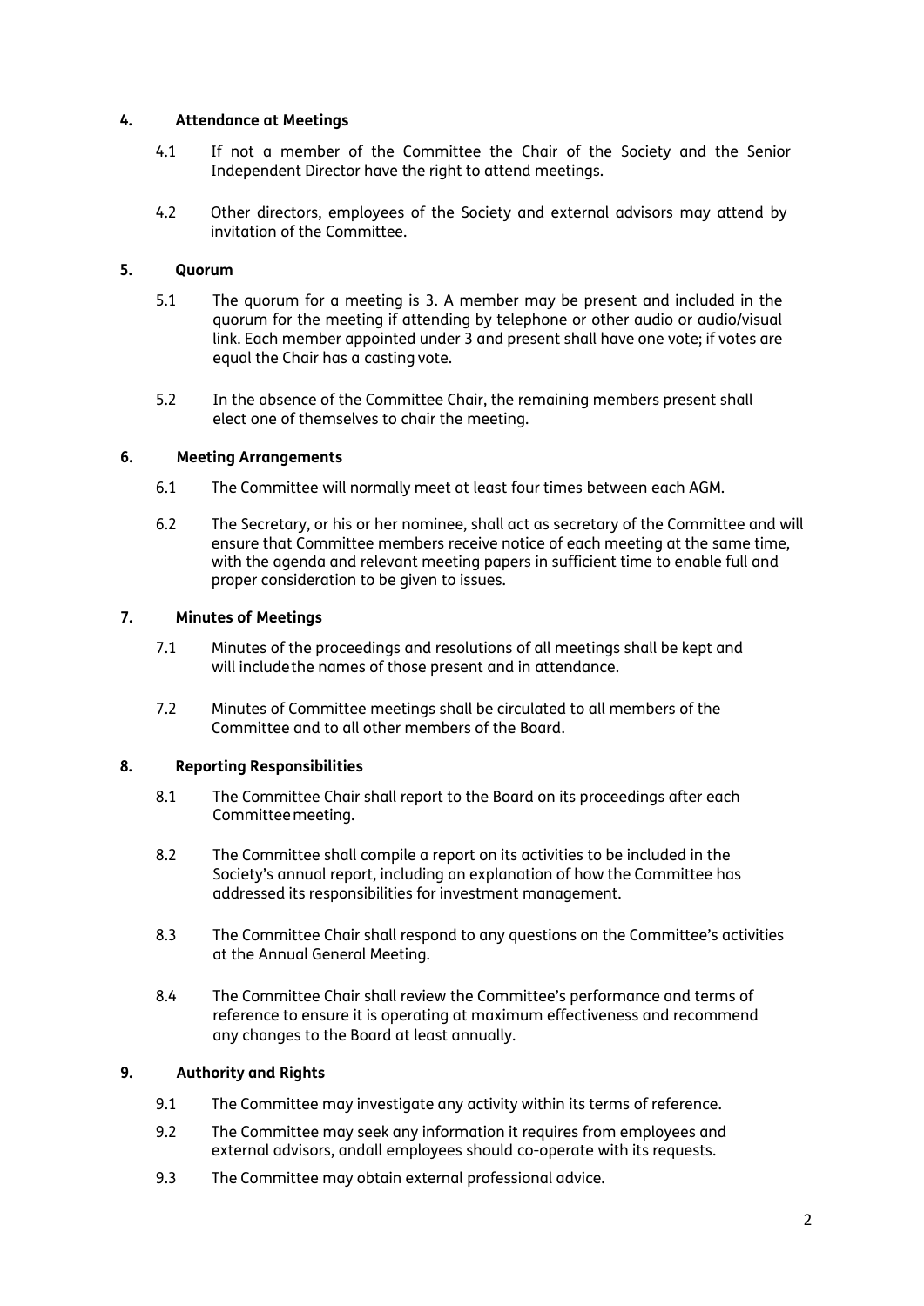## 4. Attendance at Meetings

4.1 If not a member of the Committee the Chair of the Society and the Senior Independent Director have the right to attend meetings.

4.2 Other directors, employees of the Society and external advisors may attend by invitation of the Committee.

## 5. Quorum

5.1 The quorum for a meeting is 3. A member may be present and included in the quorum for the meeting if attending by telephone or other audio or audio/visual link. Each member appointed under 3 and present shall have one vote; if votes are equal the Chair has a casting vote.

5.2 In the absence of the Committee Chair, the remaining members present shall elect one of themselves to chair the meeting.

## 6. Meeting Arrangements

6.1 The Committee will normally meet at least four times between each AGM.

6.2 The Secretary, or his or her nominee, shall act as secretary of the Committee and will ensure that Committee members receive notice of each meeting at the same time, with the agenda and relevant meeting papers in sufficient time to enable full and proper consideration to be given to issues.

## 7. Minutes of Meetings

7.1 Minutes of the proceedings and resolutions of all meetings shall be kept and will include the names of those present and in attendance.

7.2 Minutes of Committee meetings shall be circulated to all members of the Committee and to all other members of the Board.

## 8. Reporting Responsibilities

8.1 The Committee Chair shall report to the Board on its proceedings after each Committee meeting.

8.2 The Committee shall compile a report on its activities to be included in the Society's annual report, including an explanation of how the Committee has addressed its responsibilities for investment management.

8.3 The Committee Chair shall respond to any questions on the Committee's activities at the Annual General Meeting.

8.4 The Committee Chair shall review the Committee's performance and terms of reference to ensure it is operating at maximum effectiveness and recommend any changes to the Board at least annually.

## 9. Authority and Rights

9.1 The Committee may investigate any activity within its terms of reference.

9.2 The Committee may seek any information it requires from employees and external advisors, and all employees should co-operate with its requests.

9.3 The Committee may obtain external professional advice.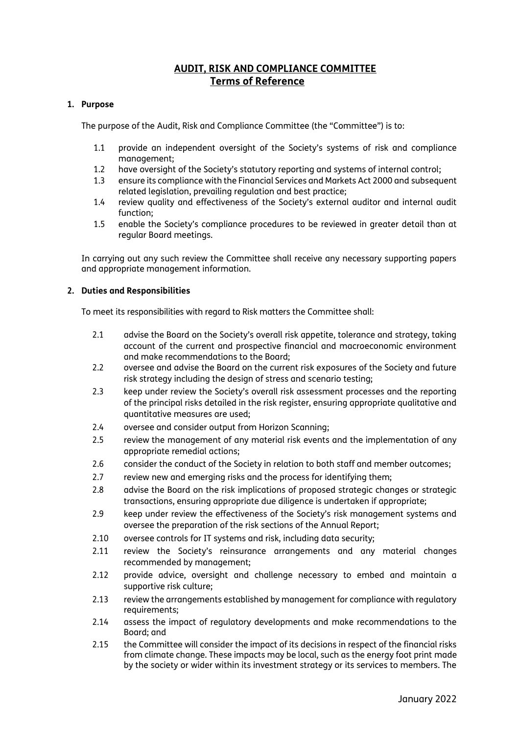# AUDIT, RISK AND COMPLIANCE COMMITTEE
## Terms of Reference

**1. Purpose**

The purpose of the Audit, Risk and Compliance Committee (the "Committee") is to:

1.1 provide an independent oversight of the Society's systems of risk and compliance management;

1.2 have oversight of the Society's statutory reporting and systems of internal control;

1.3 ensure its compliance with the Financial Services and Markets Act 2000 and subsequent related legislation, prevailing regulation and best practice;

1.4 review quality and effectiveness of the Society's external auditor and internal audit function;

1.5 enable the Society's compliance procedures to be reviewed in greater detail than at regular Board meetings.

In carrying out any such review the Committee shall receive any necessary supporting papers and appropriate management information.

**2. Duties and Responsibilities**

To meet its responsibilities with regard to Risk matters the Committee shall:

2.1 advise the Board on the Society's overall risk appetite, tolerance and strategy, taking account of the current and prospective financial and macroeconomic environment and make recommendations to the Board;

2.2 oversee and advise the Board on the current risk exposures of the Society and future risk strategy including the design of stress and scenario testing;

2.3 keep under review the Society's overall risk assessment processes and the reporting of the principal risks detailed in the risk register, ensuring appropriate qualitative and quantitative measures are used;

2.4 oversee and consider output from Horizon Scanning;

2.5 review the management of any material risk events and the implementation of any appropriate remedial actions;

2.6 consider the conduct of the Society in relation to both staff and member outcomes;

2.7 review new and emerging risks and the process for identifying them;

2.8 advise the Board on the risk implications of proposed strategic changes or strategic transactions, ensuring appropriate due diligence is undertaken if appropriate;

2.9 keep under review the effectiveness of the Society's risk management systems and oversee the preparation of the risk sections of the Annual Report;

2.10 oversee controls for IT systems and risk, including data security;

2.11 review the Society's reinsurance arrangements and any material changes recommended by management;

2.12 provide advice, oversight and challenge necessary to embed and maintain a supportive risk culture;

2.13 review the arrangements established by management for compliance with regulatory requirements;

2.14 assess the impact of regulatory developments and make recommendations to the Board; and

2.15 the Committee will consider the impact of its decisions in respect of the financial risks from climate change. These impacts may be local, such as the energy foot print made by the society or wider within its investment strategy or its services to members. The

January 2022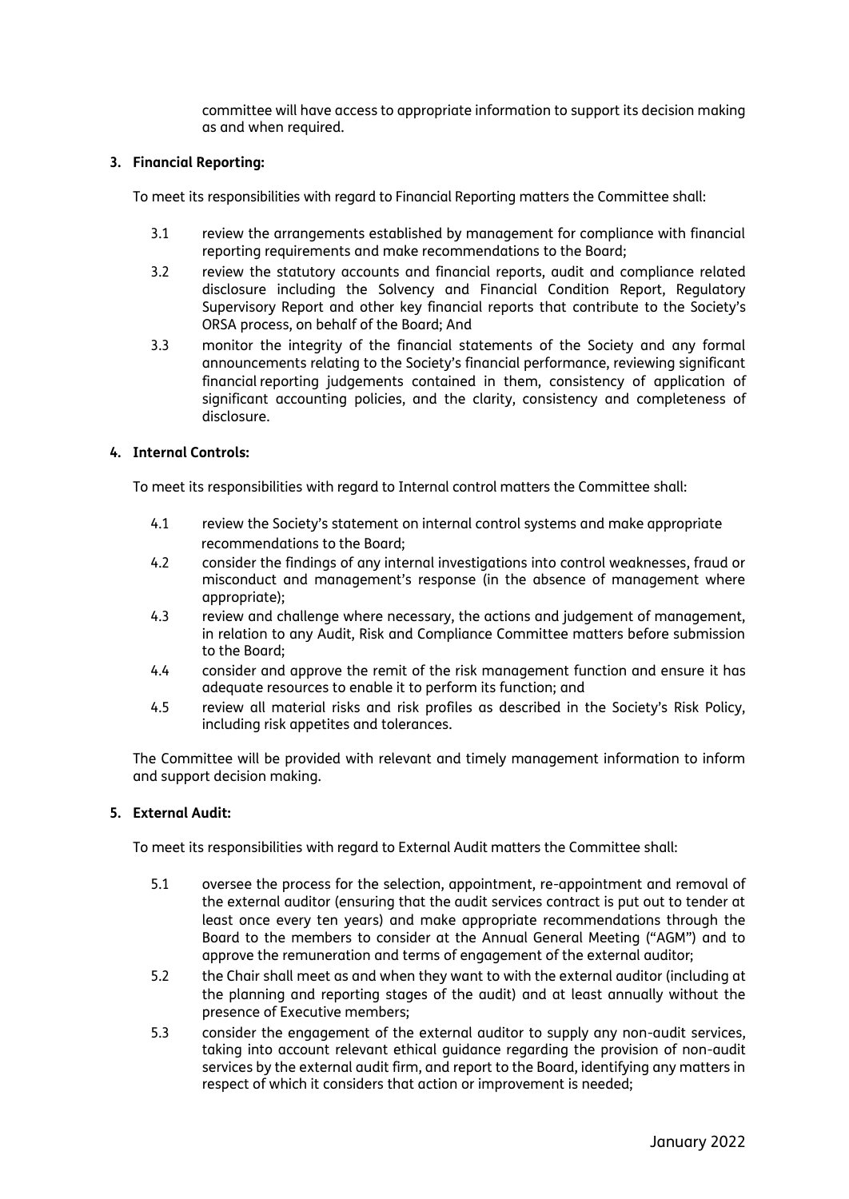committee will have access to appropriate information to support its decision making as and when required.

**3. Financial Reporting:**

To meet its responsibilities with regard to Financial Reporting matters the Committee shall:

3.1 review the arrangements established by management for compliance with financial reporting requirements and make recommendations to the Board;

3.2 review the statutory accounts and financial reports, audit and compliance related disclosure including the Solvency and Financial Condition Report, Regulatory Supervisory Report and other key financial reports that contribute to the Society's ORSA process, on behalf of the Board; And

3.3 monitor the integrity of the financial statements of the Society and any formal announcements relating to the Society's financial performance, reviewing significant financial reporting judgements contained in them, consistency of application of significant accounting policies, and the clarity, consistency and completeness of disclosure.

**4. Internal Controls:**

To meet its responsibilities with regard to Internal control matters the Committee shall:

4.1 review the Society's statement on internal control systems and make appropriate recommendations to the Board;

4.2 consider the findings of any internal investigations into control weaknesses, fraud or misconduct and management's response (in the absence of management where appropriate);

4.3 review and challenge where necessary, the actions and judgement of management, in relation to any Audit, Risk and Compliance Committee matters before submission to the Board;

4.4 consider and approve the remit of the risk management function and ensure it has adequate resources to enable it to perform its function; and

4.5 review all material risks and risk profiles as described in the Society's Risk Policy, including risk appetites and tolerances.

The Committee will be provided with relevant and timely management information to inform and support decision making.

**5. External Audit:**

To meet its responsibilities with regard to External Audit matters the Committee shall:

5.1 oversee the process for the selection, appointment, re-appointment and removal of the external auditor (ensuring that the audit services contract is put out to tender at least once every ten years) and make appropriate recommendations through the Board to the members to consider at the Annual General Meeting ("AGM") and to approve the remuneration and terms of engagement of the external auditor;

5.2 the Chair shall meet as and when they want to with the external auditor (including at the planning and reporting stages of the audit) and at least annually without the presence of Executive members;

5.3 consider the engagement of the external auditor to supply any non-audit services, taking into account relevant ethical guidance regarding the provision of non-audit services by the external audit firm, and report to the Board, identifying any matters in respect of which it considers that action or improvement is needed;

January 2022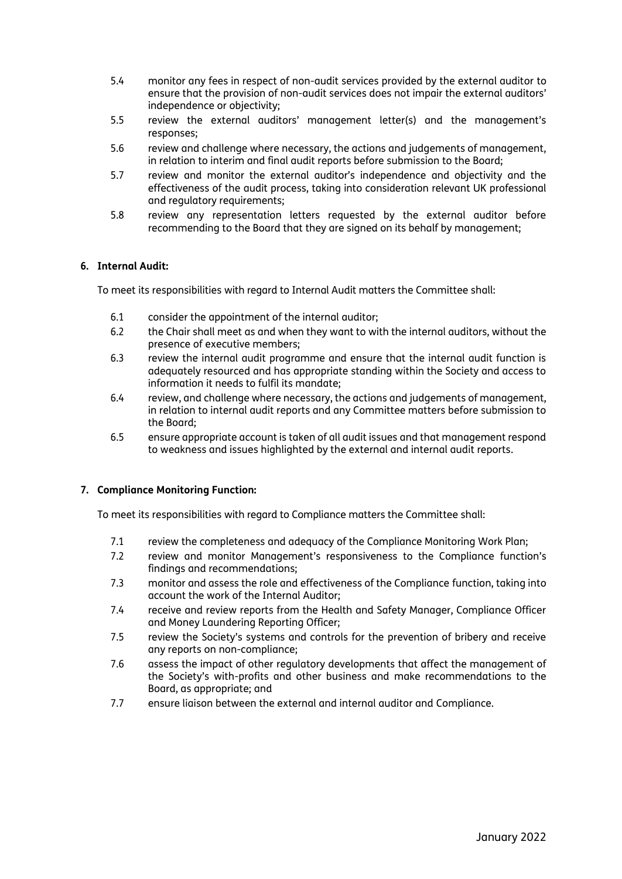5.4 monitor any fees in respect of non-audit services provided by the external auditor to ensure that the provision of non-audit services does not impair the external auditors' independence or objectivity;

5.5 review the external auditors' management letter(s) and the management's responses;

5.6 review and challenge where necessary, the actions and judgements of management, in relation to interim and final audit reports before submission to the Board;

5.7 review and monitor the external auditor's independence and objectivity and the effectiveness of the audit process, taking into consideration relevant UK professional and regulatory requirements;

5.8 review any representation letters requested by the external auditor before recommending to the Board that they are signed on its behalf by management;

**6. Internal Audit:**

To meet its responsibilities with regard to Internal Audit matters the Committee shall:

6.1 consider the appointment of the internal auditor;

6.2 the Chair shall meet as and when they want to with the internal auditors, without the presence of executive members;

6.3 review the internal audit programme and ensure that the internal audit function is adequately resourced and has appropriate standing within the Society and access to information it needs to fulfil its mandate;

6.4 review, and challenge where necessary, the actions and judgements of management, in relation to internal audit reports and any Committee matters before submission to the Board;

6.5 ensure appropriate account is taken of all audit issues and that management respond to weakness and issues highlighted by the external and internal audit reports.

**7. Compliance Monitoring Function:**

To meet its responsibilities with regard to Compliance matters the Committee shall:

7.1 review the completeness and adequacy of the Compliance Monitoring Work Plan;

7.2 review and monitor Management's responsiveness to the Compliance function's findings and recommendations;

7.3 monitor and assess the role and effectiveness of the Compliance function, taking into account the work of the Internal Auditor;

7.4 receive and review reports from the Health and Safety Manager, Compliance Officer and Money Laundering Reporting Officer;

7.5 review the Society's systems and controls for the prevention of bribery and receive any reports on non-compliance;

7.6 assess the impact of other regulatory developments that affect the management of the Society's with-profits and other business and make recommendations to the Board, as appropriate; and

7.7 ensure liaison between the external and internal auditor and Compliance.

January 2022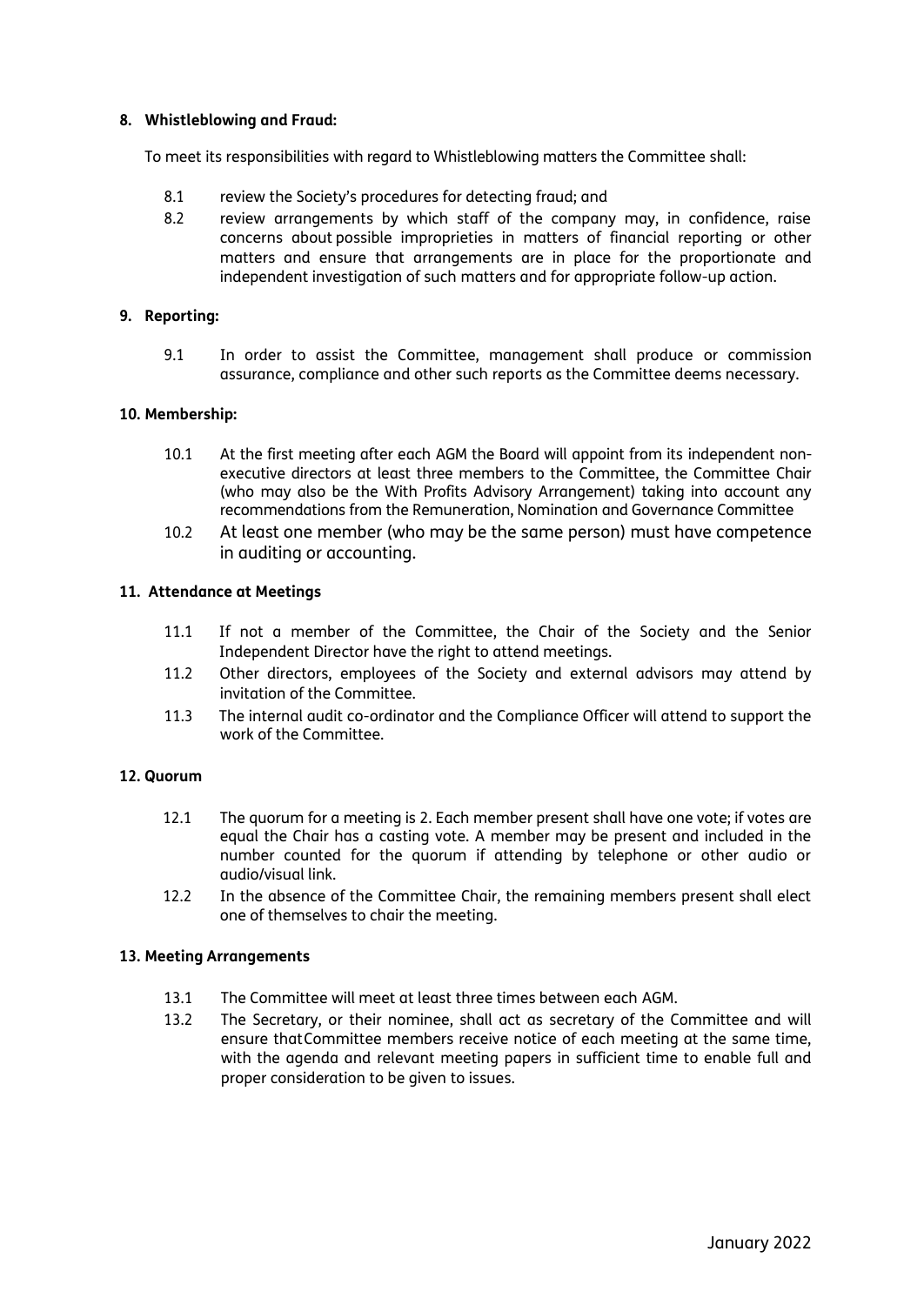**8. Whistleblowing and Fraud:**

To meet its responsibilities with regard to Whistleblowing matters the Committee shall:

8.1 review the Society's procedures for detecting fraud; and

8.2 review arrangements by which staff of the company may, in confidence, raise concerns about possible improprieties in matters of financial reporting or other matters and ensure that arrangements are in place for the proportionate and independent investigation of such matters and for appropriate follow-up action.

**9. Reporting:**

9.1 In order to assist the Committee, management shall produce or commission assurance, compliance and other such reports as the Committee deems necessary.

**10. Membership:**

10.1 At the first meeting after each AGM the Board will appoint from its independent non-executive directors at least three members to the Committee, the Committee Chair (who may also be the With Profits Advisory Arrangement) taking into account any recommendations from the Remuneration, Nomination and Governance Committee

10.2 At least one member (who may be the same person) must have competence in auditing or accounting.

**11. Attendance at Meetings**

11.1 If not a member of the Committee, the Chair of the Society and the Senior Independent Director have the right to attend meetings.

11.2 Other directors, employees of the Society and external advisors may attend by invitation of the Committee.

11.3 The internal audit co-ordinator and the Compliance Officer will attend to support the work of the Committee.

**12. Quorum**

12.1 The quorum for a meeting is 2. Each member present shall have one vote; if votes are equal the Chair has a casting vote. A member may be present and included in the number counted for the quorum if attending by telephone or other audio or audio/visual link.

12.2 In the absence of the Committee Chair, the remaining members present shall elect one of themselves to chair the meeting.

**13. Meeting Arrangements**

13.1 The Committee will meet at least three times between each AGM.

13.2 The Secretary, or their nominee, shall act as secretary of the Committee and will ensure that Committee members receive notice of each meeting at the same time, with the agenda and relevant meeting papers in sufficient time to enable full and proper consideration to be given to issues.

January 2022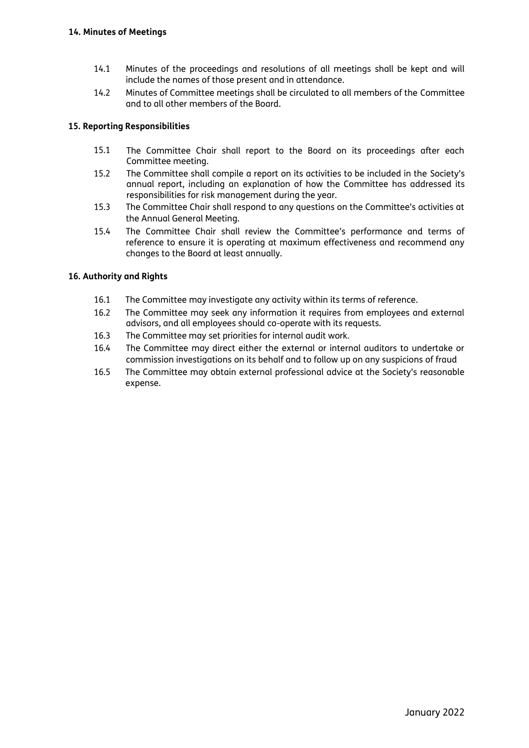## 14. Minutes of Meetings

14.1 Minutes of the proceedings and resolutions of all meetings shall be kept and will include the names of those present and in attendance.

14.2 Minutes of Committee meetings shall be circulated to all members of the Committee and to all other members of the Board.

## 15. Reporting Responsibilities

15.1 The Committee Chair shall report to the Board on its proceedings after each Committee meeting.

15.2 The Committee shall compile a report on its activities to be included in the Society's annual report, including an explanation of how the Committee has addressed its responsibilities for risk management during the year.

15.3 The Committee Chair shall respond to any questions on the Committee's activities at the Annual General Meeting.

15.4 The Committee Chair shall review the Committee's performance and terms of reference to ensure it is operating at maximum effectiveness and recommend any changes to the Board at least annually.

## 16. Authority and Rights

16.1 The Committee may investigate any activity within its terms of reference.

16.2 The Committee may seek any information it requires from employees and external advisors, and all employees should co-operate with its requests.

16.3 The Committee may set priorities for internal audit work.

16.4 The Committee may direct either the external or internal auditors to undertake or commission investigations on its behalf and to follow up on any suspicions of fraud

16.5 The Committee may obtain external professional advice at the Society's reasonable expense.

January 2022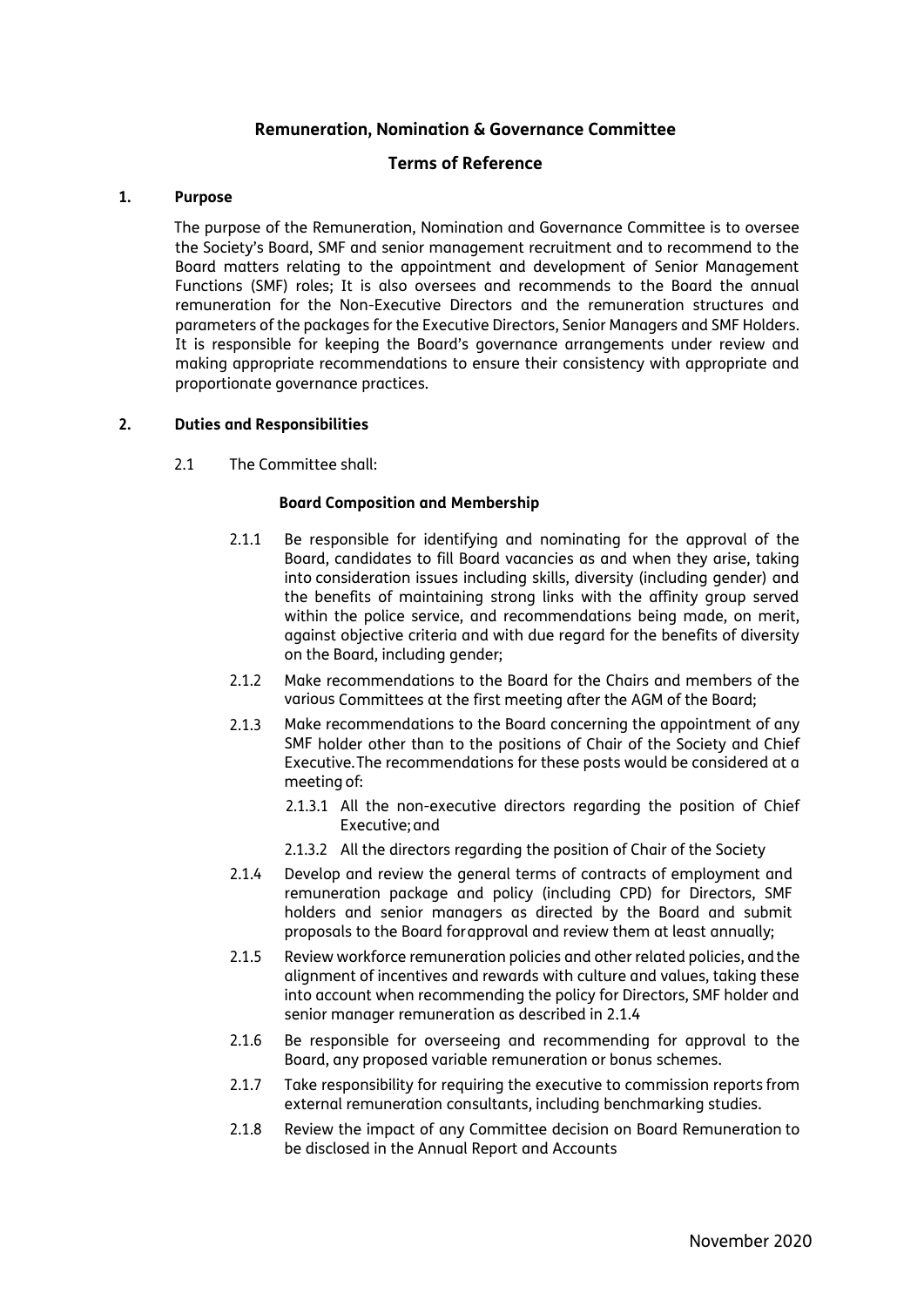## Remuneration, Nomination & Governance Committee

## Terms of Reference

### 1. Purpose

The purpose of the Remuneration, Nomination and Governance Committee is to oversee the Society's Board, SMF and senior management recruitment and to recommend to the Board matters relating to the appointment and development of Senior Management Functions (SMF) roles; It is also oversees and recommends to the Board the annual remuneration for the Non-Executive Directors and the remuneration structures and parameters of the packages for the Executive Directors, Senior Managers and SMF Holders. It is responsible for keeping the Board's governance arrangements under review and making appropriate recommendations to ensure their consistency with appropriate and proportionate governance practices.

### 2. Duties and Responsibilities

2.1 The Committee shall:

**Board Composition and Membership**

2.1.1 Be responsible for identifying and nominating for the approval of the Board, candidates to fill Board vacancies as and when they arise, taking into consideration issues including skills, diversity (including gender) and the benefits of maintaining strong links with the affinity group served within the police service, and recommendations being made, on merit, against objective criteria and with due regard for the benefits of diversity on the Board, including gender;

2.1.2 Make recommendations to the Board for the Chairs and members of the various Committees at the first meeting after the AGM of the Board;

2.1.3 Make recommendations to the Board concerning the appointment of any SMF holder other than to the positions of Chair of the Society and Chief Executive. The recommendations for these posts would be considered at a meeting of:

2.1.3.1 All the non-executive directors regarding the position of Chief Executive; and

2.1.3.2 All the directors regarding the position of Chair of the Society

2.1.4 Develop and review the general terms of contracts of employment and remuneration package and policy (including CPD) for Directors, SMF holders and senior managers as directed by the Board and submit proposals to the Board for approval and review them at least annually;

2.1.5 Review workforce remuneration policies and other related policies, and the alignment of incentives and rewards with culture and values, taking these into account when recommending the policy for Directors, SMF holder and senior manager remuneration as described in 2.1.4

2.1.6 Be responsible for overseeing and recommending for approval to the Board, any proposed variable remuneration or bonus schemes.

2.1.7 Take responsibility for requiring the executive to commission reports from external remuneration consultants, including benchmarking studies.

2.1.8 Review the impact of any Committee decision on Board Remuneration to be disclosed in the Annual Report and Accounts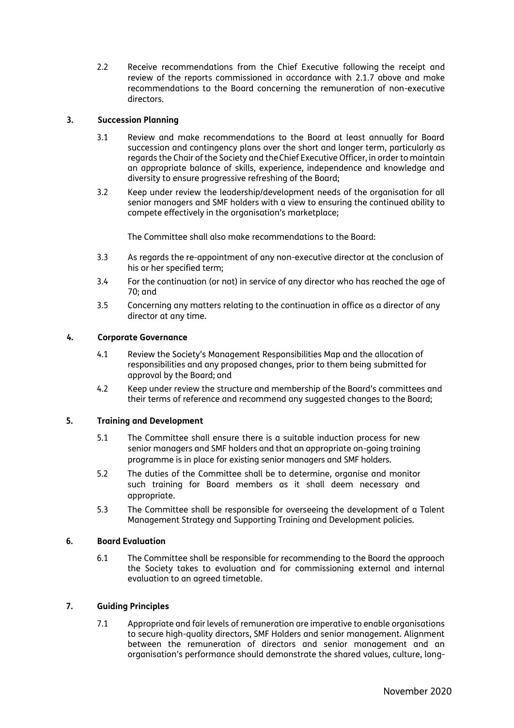2.2 Receive recommendations from the Chief Executive following the receipt and review of the reports commissioned in accordance with 2.1.7 above and make recommendations to the Board concerning the remuneration of non-executive directors.

### 3. Succession Planning

3.1 Review and make recommendations to the Board at least annually for Board succession and contingency plans over the short and longer term, particularly as regards the Chair of the Society and the Chief Executive Officer, in order to maintain an appropriate balance of skills, experience, independence and knowledge and diversity to ensure progressive refreshing of the Board;

3.2 Keep under review the leadership/development needs of the organisation for all senior managers and SMF holders with a view to ensuring the continued ability to compete effectively in the organisation's marketplace;

The Committee shall also make recommendations to the Board:

3.3 As regards the re-appointment of any non-executive director at the conclusion of his or her specified term;

3.4 For the continuation (or not) in service of any director who has reached the age of 70; and

3.5 Concerning any matters relating to the continuation in office as a director of any director at any time.

### 4. Corporate Governance

4.1 Review the Society's Management Responsibilities Map and the allocation of responsibilities and any proposed changes, prior to them being submitted for approval by the Board; and

4.2 Keep under review the structure and membership of the Board's committees and their terms of reference and recommend any suggested changes to the Board;

### 5. Training and Development

5.1 The Committee shall ensure there is a suitable induction process for new senior managers and SMF holders and that an appropriate on-going training programme is in place for existing senior managers and SMF holders.

5.2 The duties of the Committee shall be to determine, organise and monitor such training for Board members as it shall deem necessary and appropriate.

5.3 The Committee shall be responsible for overseeing the development of a Talent Management Strategy and Supporting Training and Development policies.

### 6. Board Evaluation

6.1 The Committee shall be responsible for recommending to the Board the approach the Society takes to evaluation and for commissioning external and internal evaluation to an agreed timetable.

### 7. Guiding Principles

7.1 Appropriate and fair levels of remuneration are imperative to enable organisations to secure high-quality directors, SMF Holders and senior management. Alignment between the remuneration of directors and senior management and an organisation's performance should demonstrate the shared values, culture, long-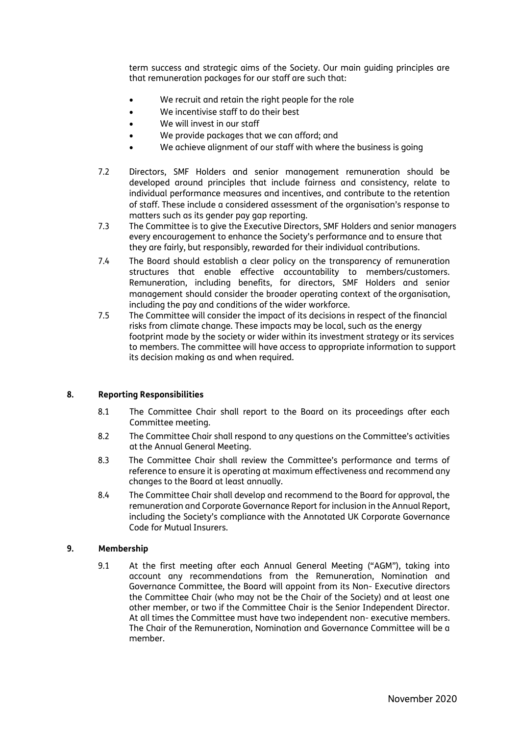term success and strategic aims of the Society. Our main guiding principles are that remuneration packages for our staff are such that:

- We recruit and retain the right people for the role
- We incentivise staff to do their best
- We will invest in our staff
- We provide packages that we can afford; and
- We achieve alignment of our staff with where the business is going

7.2 Directors, SMF Holders and senior management remuneration should be developed around principles that include fairness and consistency, relate to individual performance measures and incentives, and contribute to the retention of staff. These include a considered assessment of the organisation's response to matters such as its gender pay gap reporting.

7.3 The Committee is to give the Executive Directors, SMF Holders and senior managers every encouragement to enhance the Society's performance and to ensure that they are fairly, but responsibly, rewarded for their individual contributions.

7.4 The Board should establish a clear policy on the transparency of remuneration structures that enable effective accountability to members/customers. Remuneration, including benefits, for directors, SMF Holders and senior management should consider the broader operating context of the organisation, including the pay and conditions of the wider workforce.

7.5 The Committee will consider the impact of its decisions in respect of the financial risks from climate change. These impacts may be local, such as the energy footprint made by the society or wider within its investment strategy or its services to members. The committee will have access to appropriate information to support its decision making as and when required.

## 8. Reporting Responsibilities

8.1 The Committee Chair shall report to the Board on its proceedings after each Committee meeting.

8.2 The Committee Chair shall respond to any questions on the Committee's activities at the Annual General Meeting.

8.3 The Committee Chair shall review the Committee's performance and terms of reference to ensure it is operating at maximum effectiveness and recommend any changes to the Board at least annually.

8.4 The Committee Chair shall develop and recommend to the Board for approval, the remuneration and Corporate Governance Report for inclusion in the Annual Report, including the Society's compliance with the Annotated UK Corporate Governance Code for Mutual Insurers.

## 9. Membership

9.1 At the first meeting after each Annual General Meeting ("AGM"), taking into account any recommendations from the Remuneration, Nomination and Governance Committee, the Board will appoint from its Non- Executive directors the Committee Chair (who may not be the Chair of the Society) and at least one other member, or two if the Committee Chair is the Senior Independent Director. At all times the Committee must have two independent non- executive members. The Chair of the Remuneration, Nomination and Governance Committee will be a member.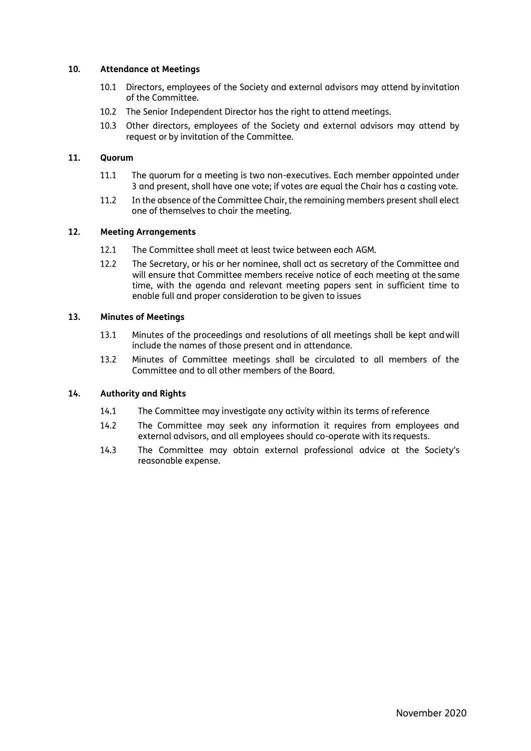**10. Attendance at Meetings**

10.1 Directors, employees of the Society and external advisors may attend by invitation of the Committee.

10.2 The Senior Independent Director has the right to attend meetings.

10.3 Other directors, employees of the Society and external advisors may attend by request or by invitation of the Committee.

**11. Quorum**

11.1 The quorum for a meeting is two non-executives. Each member appointed under 3 and present, shall have one vote; if votes are equal the Chair has a casting vote.

11.2 In the absence of the Committee Chair, the remaining members present shall elect one of themselves to chair the meeting.

**12. Meeting Arrangements**

12.1 The Committee shall meet at least twice between each AGM.

12.2 The Secretary, or his or her nominee, shall act as secretary of the Committee and will ensure that Committee members receive notice of each meeting at the same time, with the agenda and relevant meeting papers sent in sufficient time to enable full and proper consideration to be given to issues

**13. Minutes of Meetings**

13.1 Minutes of the proceedings and resolutions of all meetings shall be kept and will include the names of those present and in attendance.

13.2 Minutes of Committee meetings shall be circulated to all members of the Committee and to all other members of the Board.

**14. Authority and Rights**

14.1 The Committee may investigate any activity within its terms of reference

14.2 The Committee may seek any information it requires from employees and external advisors, and all employees should co-operate with its requests.

14.3 The Committee may obtain external professional advice at the Society's reasonable expense.

November 2020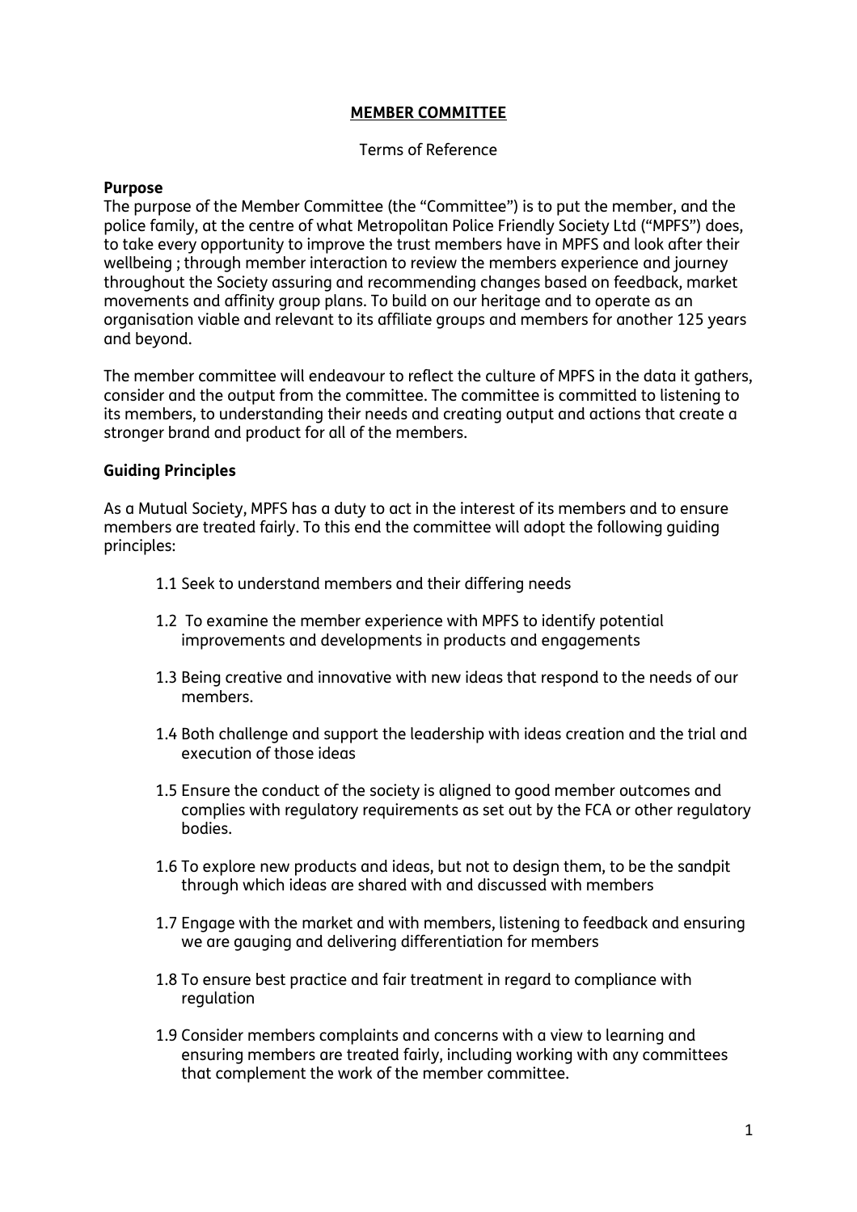# **MEMBER COMMITTEE**

Terms of Reference

**Purpose**

The purpose of the Member Committee (the "Committee") is to put the member, and the police family, at the centre of what Metropolitan Police Friendly Society Ltd ("MPFS") does, to take every opportunity to improve the trust members have in MPFS and look after their wellbeing ; through member interaction to review the members experience and journey throughout the Society assuring and recommending changes based on feedback, market movements and affinity group plans. To build on our heritage and to operate as an organisation viable and relevant to its affiliate groups and members for another 125 years and beyond.

The member committee will endeavour to reflect the culture of MPFS in the data it gathers, consider and the output from the committee. The committee is committed to listening to its members, to understanding their needs and creating output and actions that create a stronger brand and product for all of the members.

**Guiding Principles**

As a Mutual Society, MPFS has a duty to act in the interest of its members and to ensure members are treated fairly. To this end the committee will adopt the following guiding principles:

1.1 Seek to understand members and their differing needs

1.2 To examine the member experience with MPFS to identify potential improvements and developments in products and engagements

1.3 Being creative and innovative with new ideas that respond to the needs of our members.

1.4 Both challenge and support the leadership with ideas creation and the trial and execution of those ideas

1.5 Ensure the conduct of the society is aligned to good member outcomes and complies with regulatory requirements as set out by the FCA or other regulatory bodies.

1.6 To explore new products and ideas, but not to design them, to be the sandpit through which ideas are shared with and discussed with members

1.7 Engage with the market and with members, listening to feedback and ensuring we are gauging and delivering differentiation for members

1.8 To ensure best practice and fair treatment in regard to compliance with regulation

1.9 Consider members complaints and concerns with a view to learning and ensuring members are treated fairly, including working with any committees that complement the work of the member committee.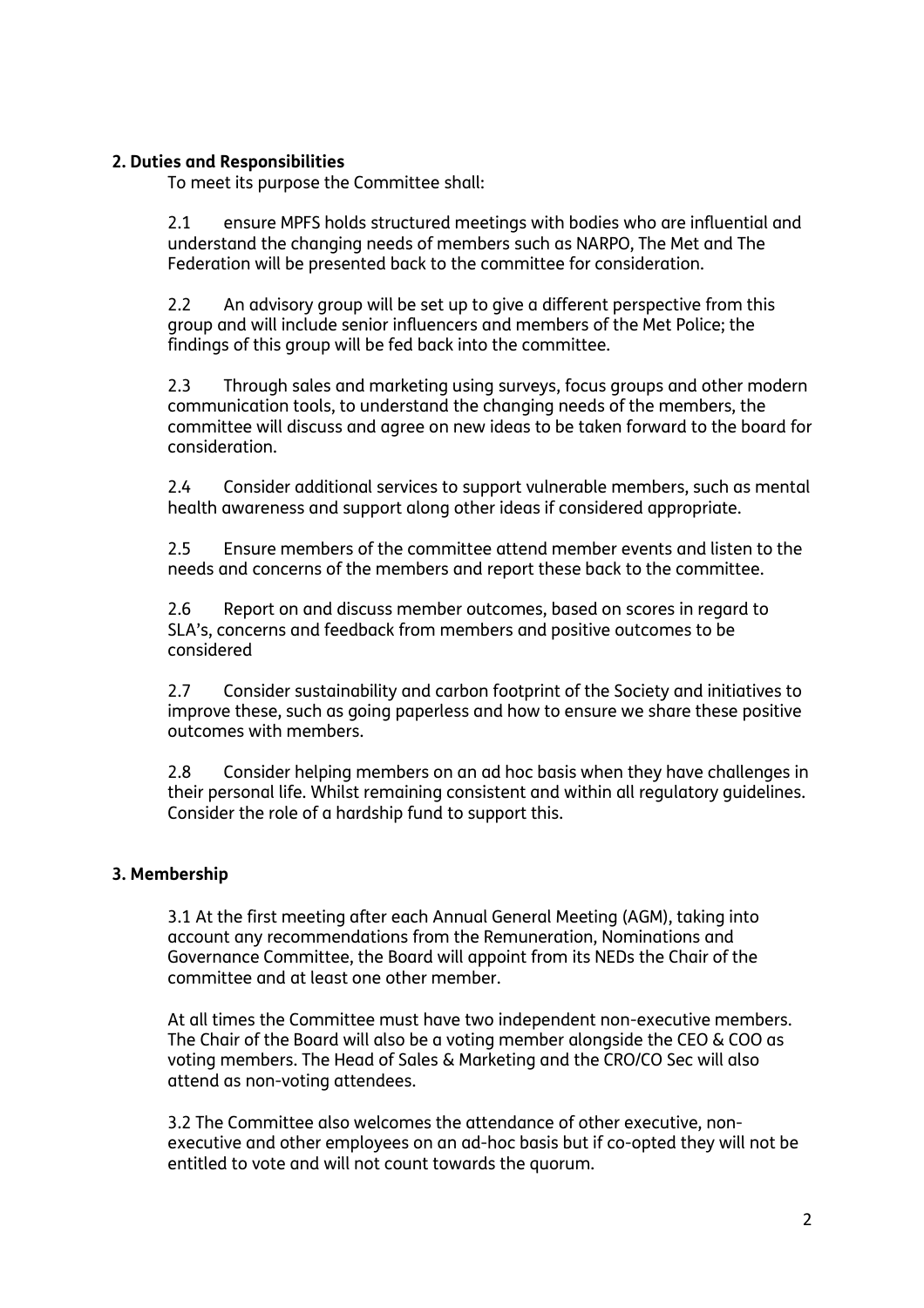**2. Duties and Responsibilities**

To meet its purpose the Committee shall:

2.1 ensure MPFS holds structured meetings with bodies who are influential and understand the changing needs of members such as NARPO, The Met and The Federation will be presented back to the committee for consideration.

2.2 An advisory group will be set up to give a different perspective from this group and will include senior influencers and members of the Met Police; the findings of this group will be fed back into the committee.

2.3 Through sales and marketing using surveys, focus groups and other modern communication tools, to understand the changing needs of the members, the committee will discuss and agree on new ideas to be taken forward to the board for consideration.

2.4 Consider additional services to support vulnerable members, such as mental health awareness and support along other ideas if considered appropriate.

2.5 Ensure members of the committee attend member events and listen to the needs and concerns of the members and report these back to the committee.

2.6 Report on and discuss member outcomes, based on scores in regard to SLA's, concerns and feedback from members and positive outcomes to be considered

2.7 Consider sustainability and carbon footprint of the Society and initiatives to improve these, such as going paperless and how to ensure we share these positive outcomes with members.

2.8 Consider helping members on an ad hoc basis when they have challenges in their personal life. Whilst remaining consistent and within all regulatory guidelines. Consider the role of a hardship fund to support this.

**3. Membership**

3.1 At the first meeting after each Annual General Meeting (AGM), taking into account any recommendations from the Remuneration, Nominations and Governance Committee, the Board will appoint from its NEDs the Chair of the committee and at least one other member.

At all times the Committee must have two independent non-executive members. The Chair of the Board will also be a voting member alongside the CEO & COO as voting members. The Head of Sales & Marketing and the CRO/CO Sec will also attend as non-voting attendees.

3.2 The Committee also welcomes the attendance of other executive, non-executive and other employees on an ad-hoc basis but if co-opted they will not be entitled to vote and will not count towards the quorum.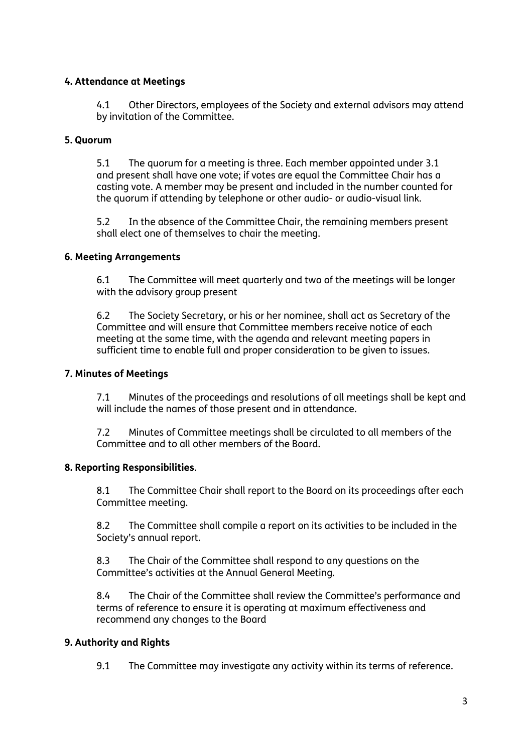**4. Attendance at Meetings**

4.1 Other Directors, employees of the Society and external advisors may attend by invitation of the Committee.

**5. Quorum**

5.1 The quorum for a meeting is three. Each member appointed under 3.1 and present shall have one vote; if votes are equal the Committee Chair has a casting vote. A member may be present and included in the number counted for the quorum if attending by telephone or other audio- or audio-visual link.

5.2 In the absence of the Committee Chair, the remaining members present shall elect one of themselves to chair the meeting.

**6. Meeting Arrangements**

6.1 The Committee will meet quarterly and two of the meetings will be longer with the advisory group present

6.2 The Society Secretary, or his or her nominee, shall act as Secretary of the Committee and will ensure that Committee members receive notice of each meeting at the same time, with the agenda and relevant meeting papers in sufficient time to enable full and proper consideration to be given to issues.

**7. Minutes of Meetings**

7.1 Minutes of the proceedings and resolutions of all meetings shall be kept and will include the names of those present and in attendance.

7.2 Minutes of Committee meetings shall be circulated to all members of the Committee and to all other members of the Board.

**8. Reporting Responsibilities**.

8.1 The Committee Chair shall report to the Board on its proceedings after each Committee meeting.

8.2 The Committee shall compile a report on its activities to be included in the Society's annual report.

8.3 The Chair of the Committee shall respond to any questions on the Committee's activities at the Annual General Meeting.

8.4 The Chair of the Committee shall review the Committee's performance and terms of reference to ensure it is operating at maximum effectiveness and recommend any changes to the Board

**9. Authority and Rights**

9.1 The Committee may investigate any activity within its terms of reference.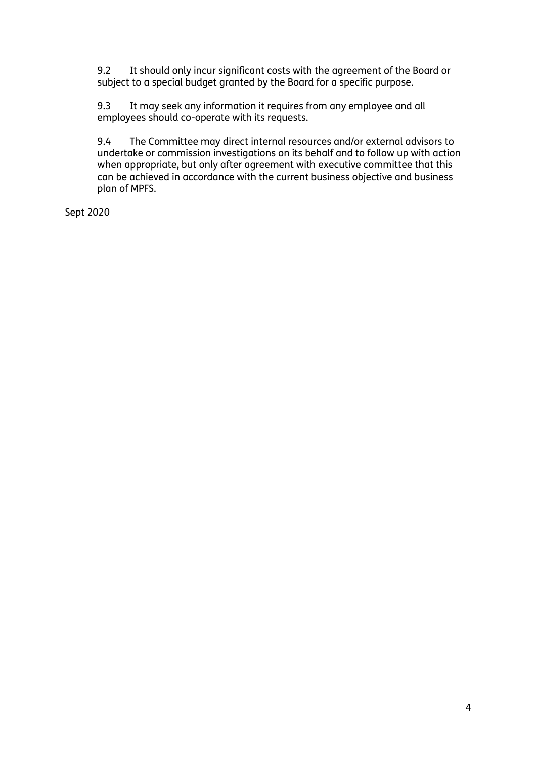9.2 It should only incur significant costs with the agreement of the Board or subject to a special budget granted by the Board for a specific purpose.

9.3 It may seek any information it requires from any employee and all employees should co-operate with its requests.

9.4 The Committee may direct internal resources and/or external advisors to undertake or commission investigations on its behalf and to follow up with action when appropriate, but only after agreement with executive committee that this can be achieved in accordance with the current business objective and business plan of MPFS.

Sept 2020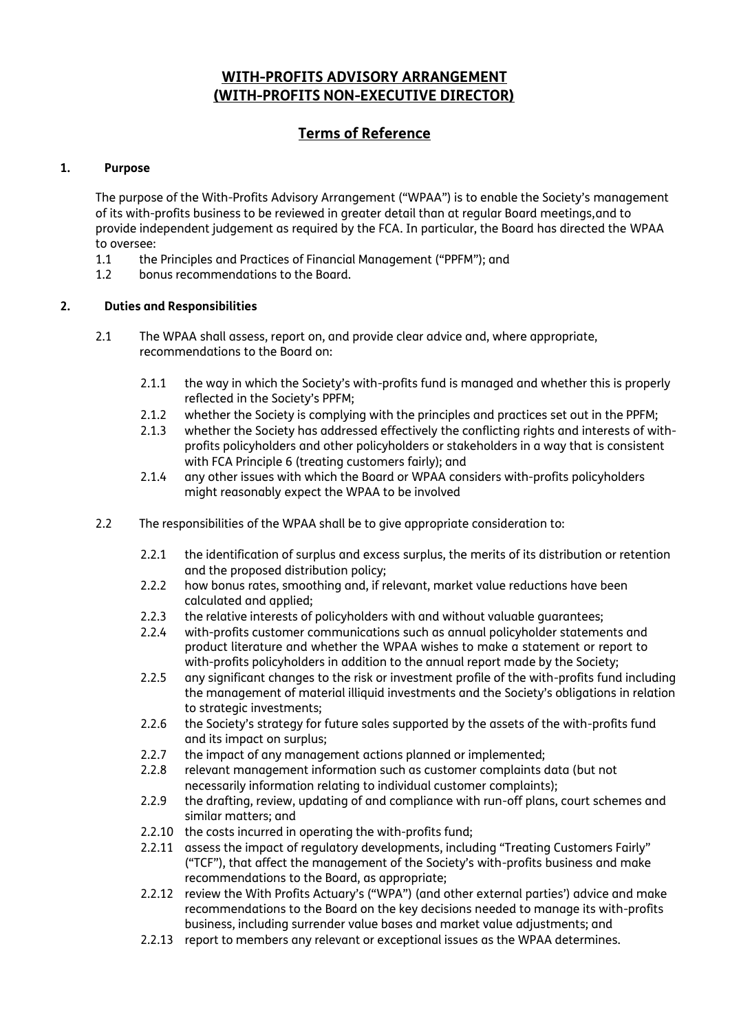# WITH-PROFITS ADVISORY ARRANGEMENT (WITH-PROFITS NON-EXECUTIVE DIRECTOR)

## Terms of Reference

### 1. Purpose

The purpose of the With-Profits Advisory Arrangement ("WPAA") is to enable the Society's management of its with-profits business to be reviewed in greater detail than at regular Board meetings,and to provide independent judgement as required by the FCA. In particular, the Board has directed the WPAA to oversee:

1.1 the Principles and Practices of Financial Management ("PPFM"); and

1.2 bonus recommendations to the Board.

### 2. Duties and Responsibilities

2.1 The WPAA shall assess, report on, and provide clear advice and, where appropriate, recommendations to the Board on:

- 2.1.1 the way in which the Society's with-profits fund is managed and whether this is properly reflected in the Society's PPFM;
- 2.1.2 whether the Society is complying with the principles and practices set out in the PPFM;
- 2.1.3 whether the Society has addressed effectively the conflicting rights and interests of with-profits policyholders and other policyholders or stakeholders in a way that is consistent with FCA Principle 6 (treating customers fairly); and
- 2.1.4 any other issues with which the Board or WPAA considers with-profits policyholders might reasonably expect the WPAA to be involved

2.2 The responsibilities of the WPAA shall be to give appropriate consideration to:

- 2.2.1 the identification of surplus and excess surplus, the merits of its distribution or retention and the proposed distribution policy;
- 2.2.2 how bonus rates, smoothing and, if relevant, market value reductions have been calculated and applied;
- 2.2.3 the relative interests of policyholders with and without valuable guarantees;
- 2.2.4 with-profits customer communications such as annual policyholder statements and product literature and whether the WPAA wishes to make a statement or report to with-profits policyholders in addition to the annual report made by the Society;
- 2.2.5 any significant changes to the risk or investment profile of the with-profits fund including the management of material illiquid investments and the Society's obligations in relation to strategic investments;
- 2.2.6 the Society's strategy for future sales supported by the assets of the with-profits fund and its impact on surplus;
- 2.2.7 the impact of any management actions planned or implemented;
- 2.2.8 relevant management information such as customer complaints data (but not necessarily information relating to individual customer complaints);
- 2.2.9 the drafting, review, updating of and compliance with run-off plans, court schemes and similar matters; and
- 2.2.10 the costs incurred in operating the with-profits fund;
- 2.2.11 assess the impact of regulatory developments, including "Treating Customers Fairly" ("TCF"), that affect the management of the Society's with-profits business and make recommendations to the Board, as appropriate;
- 2.2.12 review the With Profits Actuary's ("WPA") (and other external parties') advice and make recommendations to the Board on the key decisions needed to manage its with-profits business, including surrender value bases and market value adjustments; and
- 2.2.13 report to members any relevant or exceptional issues as the WPAA determines.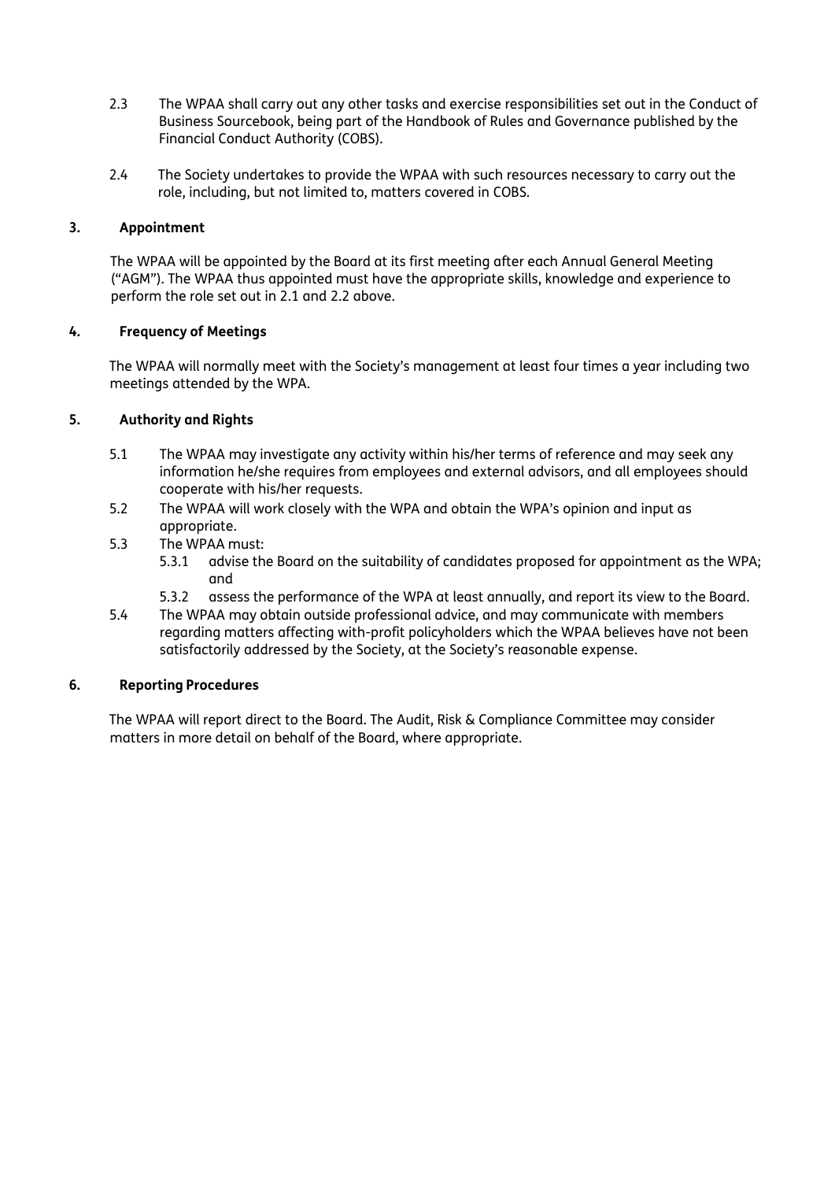2.3 The WPAA shall carry out any other tasks and exercise responsibilities set out in the Conduct of Business Sourcebook, being part of the Handbook of Rules and Governance published by the Financial Conduct Authority (COBS).

2.4 The Society undertakes to provide the WPAA with such resources necessary to carry out the role, including, but not limited to, matters covered in COBS.

**3. Appointment**

The WPAA will be appointed by the Board at its first meeting after each Annual General Meeting ("AGM"). The WPAA thus appointed must have the appropriate skills, knowledge and experience to perform the role set out in 2.1 and 2.2 above.

**4. Frequency of Meetings**

The WPAA will normally meet with the Society's management at least four times a year including two meetings attended by the WPA.

**5. Authority and Rights**

5.1 The WPAA may investigate any activity within his/her terms of reference and may seek any information he/she requires from employees and external advisors, and all employees should cooperate with his/her requests.

5.2 The WPAA will work closely with the WPA and obtain the WPA's opinion and input as appropriate.

5.3 The WPAA must:

5.3.1 advise the Board on the suitability of candidates proposed for appointment as the WPA; and

5.3.2 assess the performance of the WPA at least annually, and report its view to the Board.

5.4 The WPAA may obtain outside professional advice, and may communicate with members regarding matters affecting with-profit policyholders which the WPAA believes have not been satisfactorily addressed by the Society, at the Society's reasonable expense.

**6. Reporting Procedures**

The WPAA will report direct to the Board. The Audit, Risk & Compliance Committee may consider matters in more detail on behalf of the Board, where appropriate.